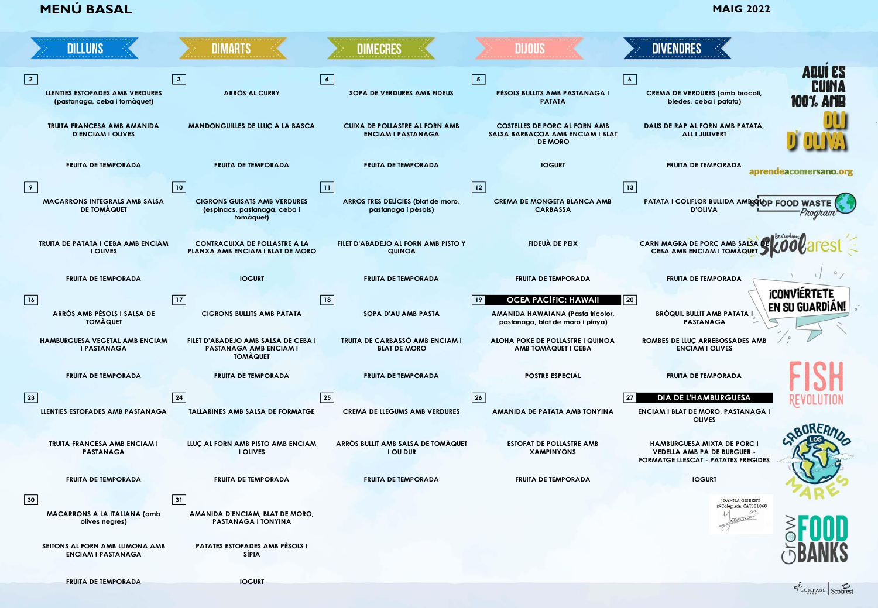# MENÚ BASAL

**MAIG 2022**

| DILLUNS | DIMARTS | DIMECRES | DIJOUS | DIVENDRES |
|---|---|---|---|---|
| **2**<br>LLENTIES ESTOFADES AMB VERDURES (pastanaga, ceba i tomàquet)<br>TRUITA FRANCESA AMB AMANIDA D'ENCIAM I OLIVES<br>FRUITA DE TEMPORADA | **3**<br>ARRÒS AL CURRY<br>MANDONGUILLES DE LLUÇ A LA BASCA<br>FRUITA DE TEMPORADA | **4**<br>SOPA DE VERDURES AMB FIDEUS<br>CUIXA DE POLLASTRE AL FORN AMB ENCIAM I PASTANAGA<br>FRUITA DE TEMPORADA | **5**<br>PÈSOLS BULLITS AMB PASTANAGA I PATATA<br>COSTELLES DE PORC AL FORN AMB SALSA BARBACOA AMB ENCIAM I BLAT DE MORO<br>IOGURT | **6**<br>CREMA DE VERDURES (amb brocoli, bledes, ceba i patata)<br>DAUS DE RAP AL FORN AMB PATATA, ALL I JULIVERT<br>FRUITA DE TEMPORADA |
| **9**<br>MACARRONS INTEGRALS AMB SALSA DE TOMÀQUET<br>TRUITA DE PATATA I CEBA AMB ENCIAM I OLIVES<br>FRUITA DE TEMPORADA | **10**<br>CIGRONS GUISATS AMB VERDURES (espinacs, pastanaga, ceba i tomàquet)<br>CONTRACUIXA DE POLLASTRE A LA PLANXA AMB ENCIAM I BLAT DE MORO<br>IOGURT | **11**<br>ARRÒS TRES DELÍCIES (blat de moro, pastanaga i pèsols)<br>FILET D'ABADEJO AL FORN AMB PISTO Y QUINOA<br>FRUITA DE TEMPORADA | **12**<br>CREMA DE MONGETA BLANCA AMB CARBASSA<br>FIDEUÀ DE PEIX<br>FRUITA DE TEMPORADA | **13**<br>PATATA I COLIFLOR BULLIDA AMB OLI D'OLIVA<br>CARN MAGRA DE PORC AMB SALSA DE CEBA AMB ENCIAM I TOMÀQUET<br>FRUITA DE TEMPORADA |
| **16**<br>ARRÒS AMB PÈSOLS I SALSA DE TOMÀQUET<br>HAMBURGUESA VEGETAL AMB ENCIAM I PASTANAGA<br>FRUITA DE TEMPORADA | **17**<br>CIGRONS BULLITS AMB PATATA<br>FILET D'ABADEJO AMB SALSA DE CEBA I PASTANAGA AMB ENCIAM I TOMÀQUET<br>FRUITA DE TEMPORADA | **18**<br>SOPA D'AU AMB PASTA<br>TRUITA DE CARBASSÓ AMB ENCIAM I BLAT DE MORO<br>FRUITA DE TEMPORADA | **19** **OCEA PACÍFIC: HAWAII**<br>AMANIDA HAWAIANA (Pasta tricolor, pastanaga, blat de moro i pinya)<br>ALOHA POKE DE POLLASTRE I QUINOA AMB TOMÀQUET I CEBA<br>POSTRE ESPECIAL | **20**<br>BRÒQUIL BULLIT AMB PATATA I PASTANAGA<br>ROMBES DE LLUÇ ARREBOSSADES AMB ENCIAM I OLIVES<br>FRUITA DE TEMPORADA |
| **23**<br>LLENTIES ESTOFADES AMB PASTANAGA<br>TRUITA FRANCESA AMB ENCIAM I PASTANAGA<br>FRUITA DE TEMPORADA | **24**<br>TALLARINES AMB SALSA DE FORMATGE<br>LLUÇ AL FORN AMB PISTO AMB ENCIAM I OLIVES<br>FRUITA DE TEMPORADA | **25**<br>CREMA DE LLEGUMS AMB VERDURES<br>ARRÒS BULLIT AMB SALSA DE TOMÀQUET I OU DUR<br>FRUITA DE TEMPORADA | **26**<br>AMANIDA DE PATATA AMB TONYINA<br>ESTOFAT DE POLLASTRE AMB XAMPINYONS<br>FRUITA DE TEMPORADA | **27** **DIA DE L'HAMBURGUESA**<br>ENCIAM I BLAT DE MORO, PASTANAGA I OLIVES<br>HAMBURGUESA MIXTA DE PORC I VEDELLA AMB PA DE BURGUER - FORMATGE LLESCAT - PATATES FREGIDES<br>IOGURT |
| **30**<br>MACARRONS A LA ITALIANA (amb olives negres)<br>SEITONS AL FORN AMB LLIMONA AMB ENCIAM I PASTANAGA<br>FRUITA DE TEMPORADA | **31**<br>AMANIDA D'ENCIAM, BLAT DE MORO, PASTANAGA I TONYINA<br>PATATES ESTOFADES AMB PÈSOLS I SÍPIA<br>IOGURT | | | |

AQUÍ ES CUINA 100% AMB OLI D' OLIVA

aprendeacomersano.org

STOP FOOD WASTE Program

De Cuineta Skoolarest

¡CONVIÉRTETE EN SU GUARDIÁN!

FISH REVOLUTION

SABOREANDO LOS MARES

JOANNA GISBERT
nºColegiada: CAT001068

Grow FOOD BANKS

COMPASS GROUP | Scolarest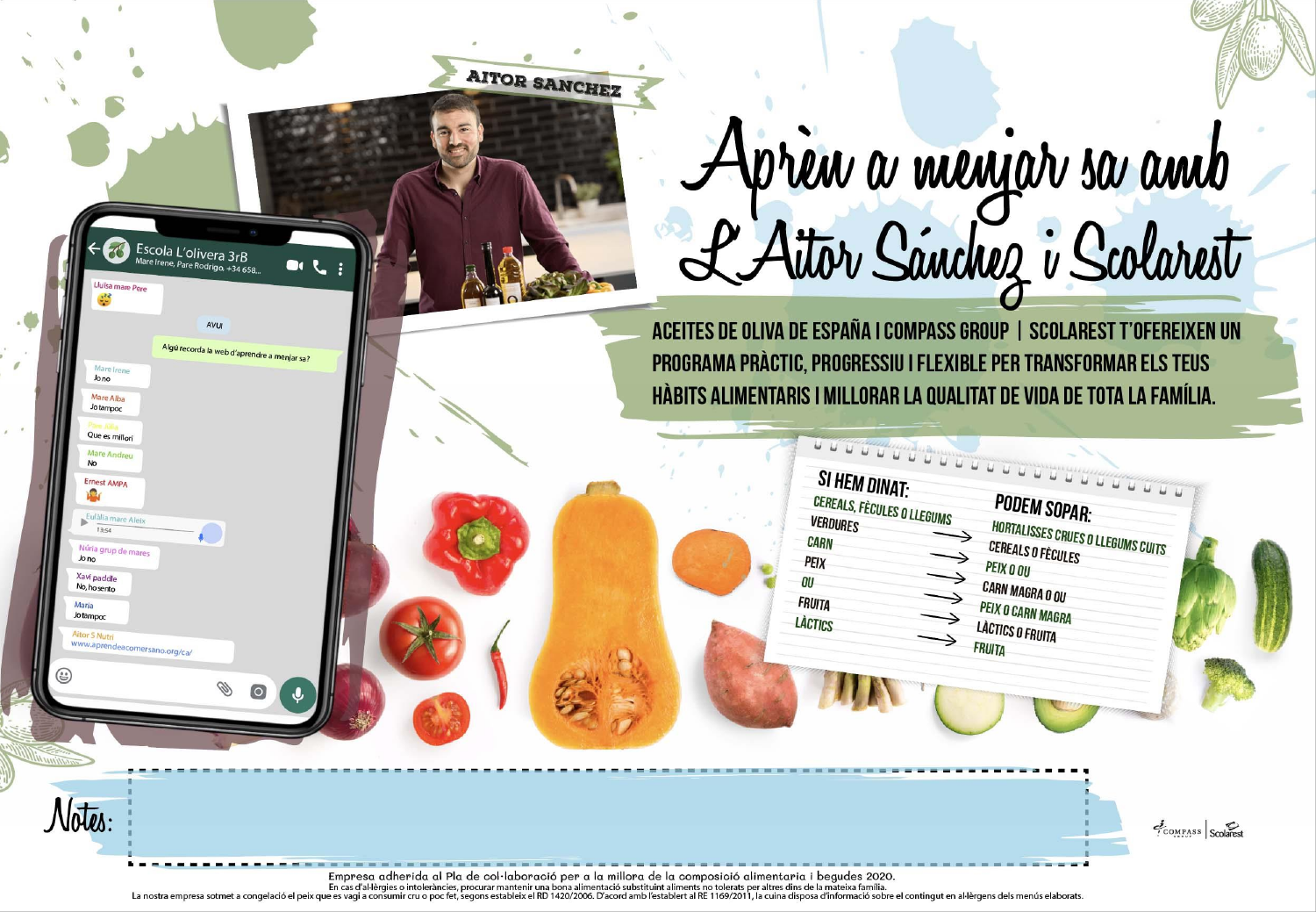# Aprèn a menjar sa amb L'Aitor Sánchez i Scolarest

AITOR SANCHEZ

**ACEITES DE OLIVA DE ESPAÑA I COMPASS GROUP | SCOLAREST T'OFEREIXEN UN PROGRAMA PRÀCTIC, PROGRESSIU I FLEXIBLE PER TRANSFORMAR ELS TEUS HÀBITS ALIMENTARIS I MILLORAR LA QUALITAT DE VIDA DE TOTA LA FAMÍLIA.**

Escola L'olivera 3rB
Mare Irene, Pare Rodrigo, +34 658...

Lluïsa mare Pere

AVUI

Algú recorda la web d'aprendre a menjar sa?

Mare Irene: Jo no

Mare Alba: Jo tampoc

Pare Júlia: Que es millori

Mare Andreu: No

Ernest AMPA

Eulàlia mare Aleix: 13:54

Núria grup de mares: Jo no

Xavi paddle: No, ho sento

Maria: Jo tampoc

Aitor S Nutri: www.aprendeacomersano.org/ca/

| SI HEM DINAT: | | PODEM SOPAR: |
|---|---|---|
| CEREALS, FÈCULES O LLEGUMS | → | HORTALISSES CRUES O LLEGUMS CUITS |
| VERDURES | → | CEREALS O FÈCULES |
| CARN | → | PEIX O OU |
| PEIX | → | CARN MAGRA O OU |
| OU | → | PEIX O CARN MAGRA |
| FRUITA | → | LÀCTICS O FRUITA |
| LÀCTICS | → | FRUITA |

Notes:

COMPASS | Scolarest

Empresa adherida al Pla de col·laboració per a la millora de la composició alimentaria i begudes 2020.

En cas d'al·lèrgies o intoleràncies, procurar mantenir una bona alimentació substituint aliments no tolerats per altres dins de la mateixa família.

La nostra empresa sotmet a congelació el peix que es vagi a consumir cru o poc fet, segons estableix el RD 1420/2006. D'acord amb l'establert al RE 1169/2011, la cuina disposa d'informació sobre el contingut en al·lèrgens dels menús elaborats.